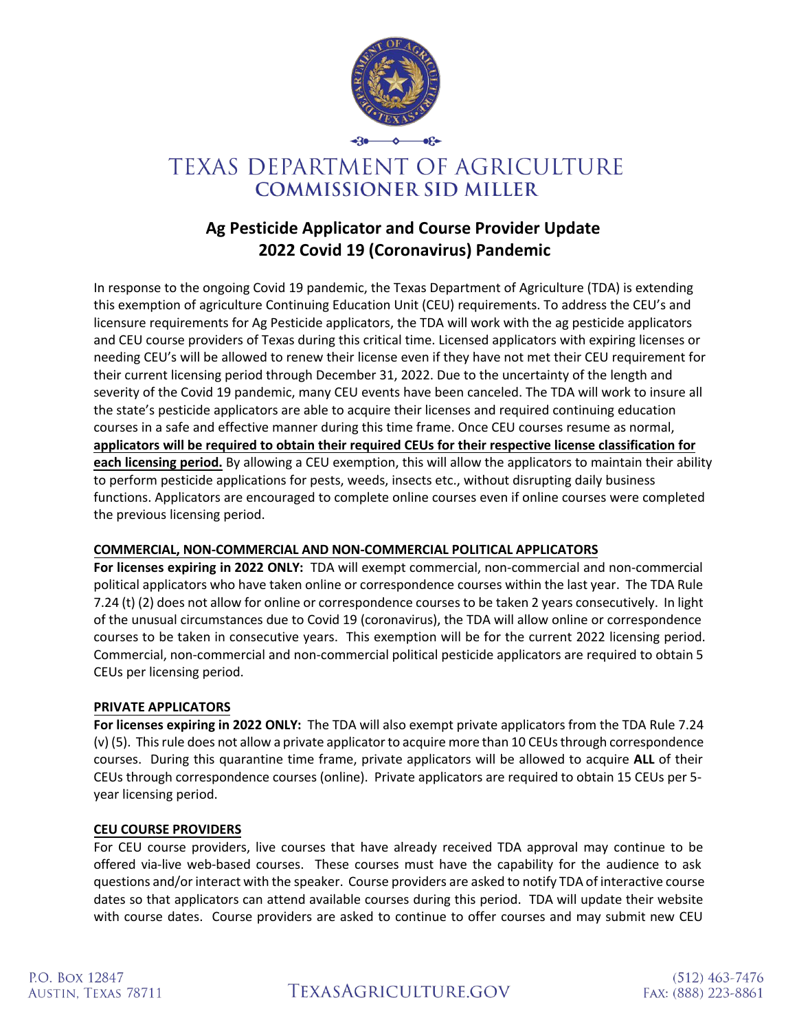# TEXAS DEPARTMENT OF AGRICULTURE
## COMMISSIONER SID MILLER

## Ag Pesticide Applicator and Course Provider Update
## 2022 Covid 19 (Coronavirus) Pandemic

In response to the ongoing Covid 19 pandemic, the Texas Department of Agriculture (TDA) is extending this exemption of agriculture Continuing Education Unit (CEU) requirements. To address the CEU's and licensure requirements for Ag Pesticide applicators, the TDA will work with the ag pesticide applicators and CEU course providers of Texas during this critical time. Licensed applicators with expiring licenses or needing CEU's will be allowed to renew their license even if they have not met their CEU requirement for their current licensing period through December 31, 2022. Due to the uncertainty of the length and severity of the Covid 19 pandemic, many CEU events have been canceled. The TDA will work to insure all the state's pesticide applicators are able to acquire their licenses and required continuing education courses in a safe and effective manner during this time frame. Once CEU courses resume as normal, **applicators will be required to obtain their required CEUs for their respective license classification for each licensing period.** By allowing a CEU exemption, this will allow the applicators to maintain their ability to perform pesticide applications for pests, weeds, insects etc., without disrupting daily business functions. Applicators are encouraged to complete online courses even if online courses were completed the previous licensing period.

### COMMERCIAL, NON-COMMERCIAL AND NON-COMMERCIAL POLITICAL APPLICATORS

**For licenses expiring in 2022 ONLY:** TDA will exempt commercial, non-commercial and non-commercial political applicators who have taken online or correspondence courses within the last year. The TDA Rule 7.24 (t) (2) does not allow for online or correspondence courses to be taken 2 years consecutively. In light of the unusual circumstances due to Covid 19 (coronavirus), the TDA will allow online or correspondence courses to be taken in consecutive years. This exemption will be for the current 2022 licensing period. Commercial, non-commercial and non-commercial political pesticide applicators are required to obtain 5 CEUs per licensing period.

### PRIVATE APPLICATORS

**For licenses expiring in 2022 ONLY:** The TDA will also exempt private applicators from the TDA Rule 7.24 (v) (5). This rule does not allow a private applicator to acquire more than 10 CEUs through correspondence courses. During this quarantine time frame, private applicators will be allowed to acquire **ALL** of their CEUs through correspondence courses (online). Private applicators are required to obtain 15 CEUs per 5-year licensing period.

### CEU COURSE PROVIDERS

For CEU course providers, live courses that have already received TDA approval may continue to be offered via-live web-based courses. These courses must have the capability for the audience to ask questions and/or interact with the speaker. Course providers are asked to notify TDA of interactive course dates so that applicators can attend available courses during this period. TDA will update their website with course dates. Course providers are asked to continue to offer courses and may submit new CEU

P.O. Box 12847
Austin, Texas 78711

TexasAgriculture.gov

(512) 463-7476
Fax: (888) 223-8861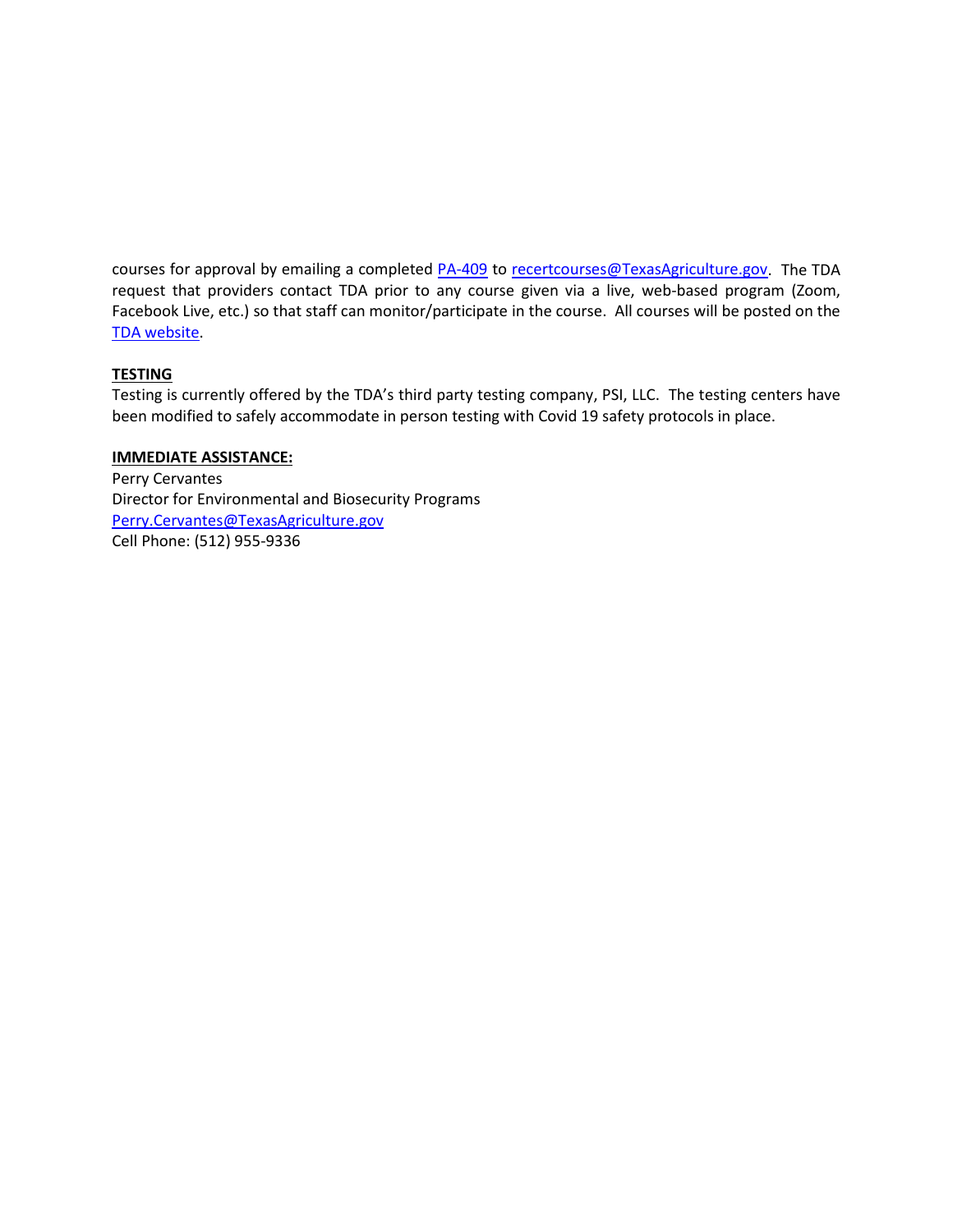courses for approval by emailing a completed PA-409 to recertcourses@TexasAgriculture.gov. The TDA request that providers contact TDA prior to any course given via a live, web-based program (Zoom, Facebook Live, etc.) so that staff can monitor/participate in the course. All courses will be posted on the TDA website.

**TESTING**

Testing is currently offered by the TDA's third party testing company, PSI, LLC. The testing centers have been modified to safely accommodate in person testing with Covid 19 safety protocols in place.

**IMMEDIATE ASSISTANCE:**

Perry Cervantes
Director for Environmental and Biosecurity Programs
Perry.Cervantes@TexasAgriculture.gov
Cell Phone: (512) 955-9336